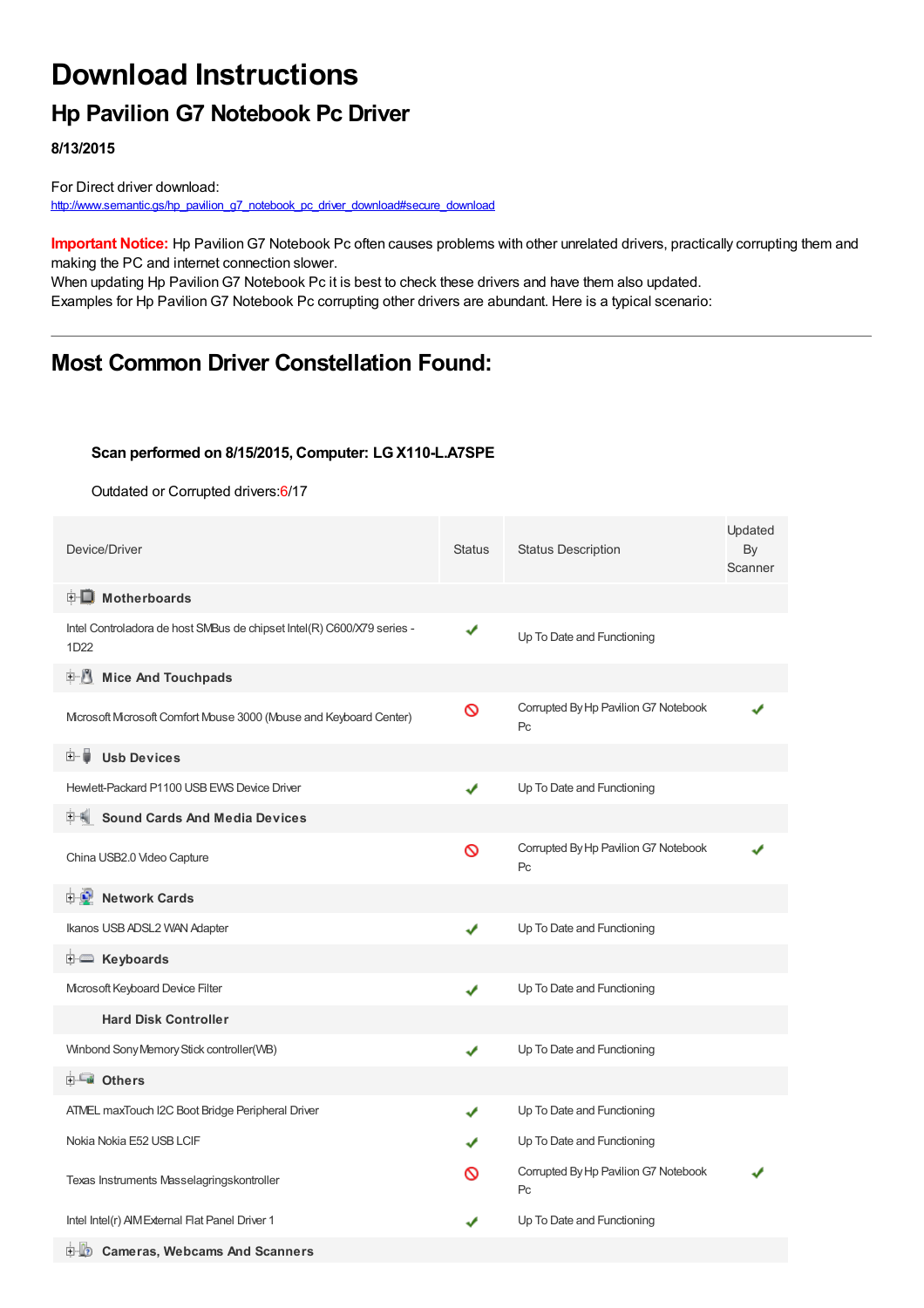# Download Instructions

## Hp Pavilion G7 Notebook Pc Driver

**8/13/2015**

For Direct driver download:
http://www.semantic.gs/hp_pavilion_g7_notebook_pc_driver_download#secure_download

**Important Notice:** Hp Pavilion G7 Notebook Pc often causes problems with other unrelated drivers, practically corrupting them and making the PC and internet connection slower.
When updating Hp Pavilion G7 Notebook Pc it is best to check these drivers and have them also updated.
Examples for Hp Pavilion G7 Notebook Pc corrupting other drivers are abundant. Here is a typical scenario:

---

## Most Common Driver Constellation Found:

**Scan performed on 8/15/2015, Computer: LG X110-L.A7SPE**

Outdated or Corrupted drivers:6/17

| Device/Driver | Status | Status Description | Updated By Scanner |
|---|---|---|---|
| **Motherboards** | | | |
| Intel Controladora de host SMBus de chipset Intel(R) C600/X79 series - 1D22 | ✔ | Up To Date and Functioning | |
| **Mice And Touchpads** | | | |
| Microsoft Microsoft Comfort Mouse 3000 (Mouse and Keyboard Center) | ⊘ | Corrupted By Hp Pavilion G7 Notebook Pc | ✔ |
| **Usb Devices** | | | |
| Hewlett-Packard P1100 USB EWS Device Driver | ✔ | Up To Date and Functioning | |
| **Sound Cards And Media Devices** | | | |
| China USB2.0 Video Capture | ⊘ | Corrupted By Hp Pavilion G7 Notebook Pc | ✔ |
| **Network Cards** | | | |
| Ikanos USB ADSL2 WAN Adapter | ✔ | Up To Date and Functioning | |
| **Keyboards** | | | |
| Microsoft Keyboard Device Filter | ✔ | Up To Date and Functioning | |
| **Hard Disk Controller** | | | |
| Winbond Sony Memory Stick controller(WB) | ✔ | Up To Date and Functioning | |
| **Others** | | | |
| ATMEL maxTouch I2C Boot Bridge Peripheral Driver | ✔ | Up To Date and Functioning | |
| Nokia Nokia E52 USB LCIF | ✔ | Up To Date and Functioning | |
| Texas Instruments Masselagringskontroller | ⊘ | Corrupted By Hp Pavilion G7 Notebook Pc | ✔ |
| Intel Intel(r) AIM External Flat Panel Driver 1 | ✔ | Up To Date and Functioning | |
| **Cameras, Webcams And Scanners** | | | |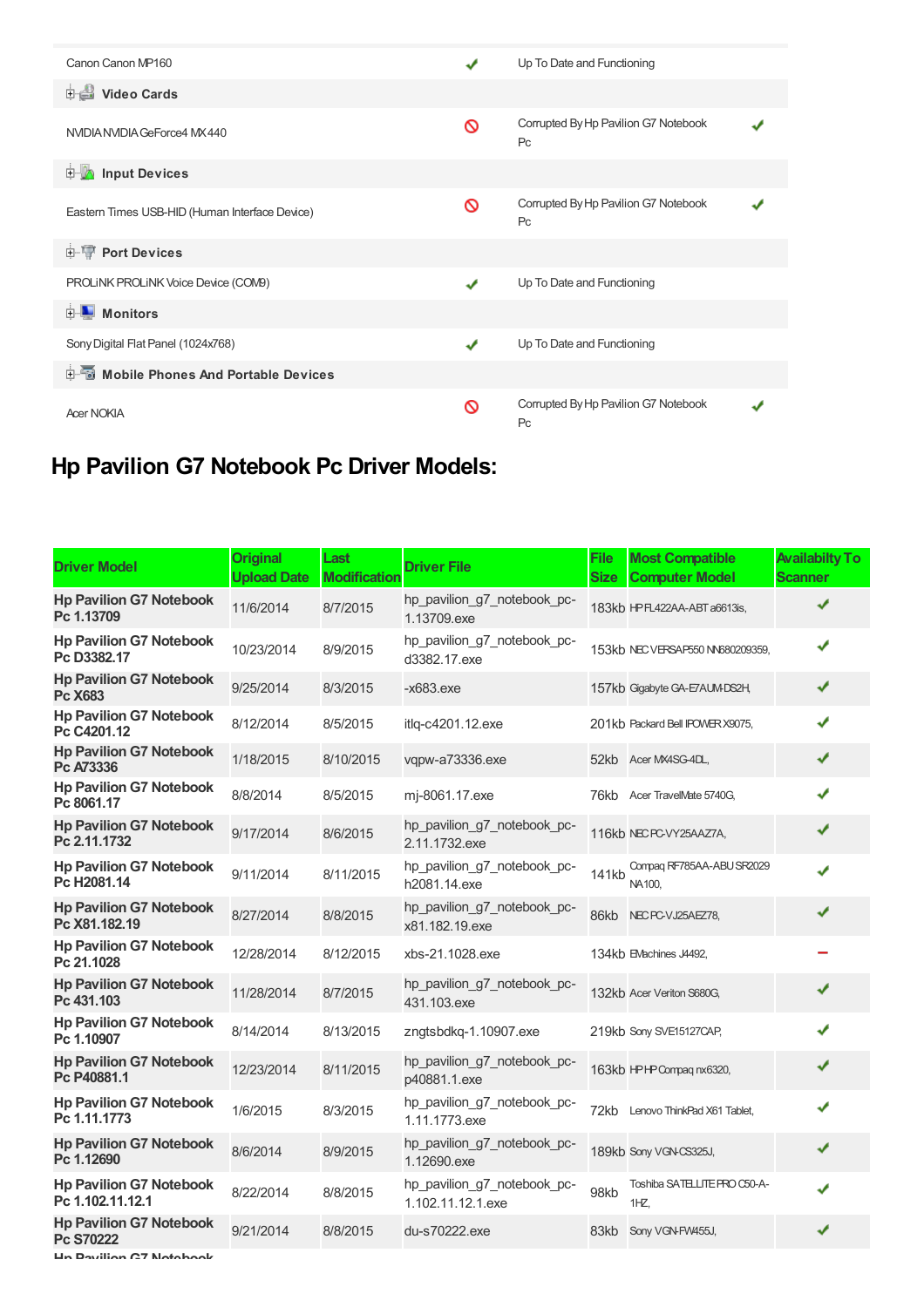| | | | |
|---|---|---|---|
| Canon Canon MP160 | ✔ | Up To Date and Functioning | |
| **Video Cards** | | | |
| NVIDIA NVIDIA GeForce4 MX 440 | 🚫 | Corrupted By Hp Pavilion G7 Notebook Pc | ✔ |
| **Input Devices** | | | |
| Eastern Times USB-HID (Human Interface Device) | 🚫 | Corrupted By Hp Pavilion G7 Notebook Pc | ✔ |
| **Port Devices** | | | |
| PROLiNK PROLiNK Voice Device (COM9) | ✔ | Up To Date and Functioning | |
| **Monitors** | | | |
| Sony Digital Flat Panel (1024x768) | ✔ | Up To Date and Functioning | |
| **Mobile Phones And Portable Devices** | | | |
| Acer NOKIA | 🚫 | Corrupted By Hp Pavilion G7 Notebook Pc | ✔ |

## Hp Pavilion G7 Notebook Pc Driver Models:

| Driver Model | Original Upload Date | Last Modification | Driver File | File Size | Most Compatible Computer Model | Availabilty To Scanner |
|---|---|---|---|---|---|---|
| **Hp Pavilion G7 Notebook Pc 1.13709** | 11/6/2014 | 8/7/2015 | hp_pavilion_g7_notebook_pc-1.13709.exe | 183kb | HP FL422AA-ABT a6613is, | ✔ |
| **Hp Pavilion G7 Notebook Pc D3382.17** | 10/23/2014 | 8/9/2015 | hp_pavilion_g7_notebook_pc-d3382.17.exe | 153kb | NEC VERSAP550 NN680209359, | ✔ |
| **Hp Pavilion G7 Notebook Pc X683** | 9/25/2014 | 8/3/2015 | -x683.exe | 157kb | Gigabyte GA-E7AUM-DS2H, | ✔ |
| **Hp Pavilion G7 Notebook Pc C4201.12** | 8/12/2014 | 8/5/2015 | itlq-c4201.12.exe | 201kb | Packard Bell IPOWER X9075, | ✔ |
| **Hp Pavilion G7 Notebook Pc A73336** | 1/18/2015 | 8/10/2015 | vqpw-a73336.exe | 52kb | Acer MX4SG-4DL, | ✔ |
| **Hp Pavilion G7 Notebook Pc 8061.17** | 8/8/2014 | 8/5/2015 | mj-8061.17.exe | 76kb | Acer TravelMate 5740G, | ✔ |
| **Hp Pavilion G7 Notebook Pc 2.11.1732** | 9/17/2014 | 8/6/2015 | hp_pavilion_g7_notebook_pc-2.11.1732.exe | 116kb | NEC PC-VY25AAZ7A, | ✔ |
| **Hp Pavilion G7 Notebook Pc H2081.14** | 9/11/2014 | 8/11/2015 | hp_pavilion_g7_notebook_pc-h2081.14.exe | 141kb | Compaq RF785AA-ABU SR2029 NA100, | ✔ |
| **Hp Pavilion G7 Notebook Pc X81.182.19** | 8/27/2014 | 8/8/2015 | hp_pavilion_g7_notebook_pc-x81.182.19.exe | 86kb | NEC PC-VJ25AEZ78, | ✔ |
| **Hp Pavilion G7 Notebook Pc 21.1028** | 12/28/2014 | 8/12/2015 | xbs-21.1028.exe | 134kb | EMachines J4492, | – |
| **Hp Pavilion G7 Notebook Pc 431.103** | 11/28/2014 | 8/7/2015 | hp_pavilion_g7_notebook_pc-431.103.exe | 132kb | Acer Veriton S680G, | ✔ |
| **Hp Pavilion G7 Notebook Pc 1.10907** | 8/14/2014 | 8/13/2015 | zngtsbdkq-1.10907.exe | 219kb | Sony SVE15127CAP, | ✔ |
| **Hp Pavilion G7 Notebook Pc P40881.1** | 12/23/2014 | 8/11/2015 | hp_pavilion_g7_notebook_pc-p40881.1.exe | 163kb | HP HP Compaq nx6320, | ✔ |
| **Hp Pavilion G7 Notebook Pc 1.11.1773** | 1/6/2015 | 8/3/2015 | hp_pavilion_g7_notebook_pc-1.11.1773.exe | 72kb | Lenovo ThinkPad X61 Tablet, | ✔ |
| **Hp Pavilion G7 Notebook Pc 1.12690** | 8/6/2014 | 8/9/2015 | hp_pavilion_g7_notebook_pc-1.12690.exe | 189kb | Sony VGN-CS325J, | ✔ |
| **Hp Pavilion G7 Notebook Pc 1.102.11.12.1** | 8/22/2014 | 8/8/2015 | hp_pavilion_g7_notebook_pc-1.102.11.12.1.exe | 98kb | Toshiba SATELLITE PRO C50-A-1HZ, | ✔ |
| **Hp Pavilion G7 Notebook Pc S70222** | 9/21/2014 | 8/8/2015 | du-s70222.exe | 83kb | Sony VGN-FW455J, | ✔ |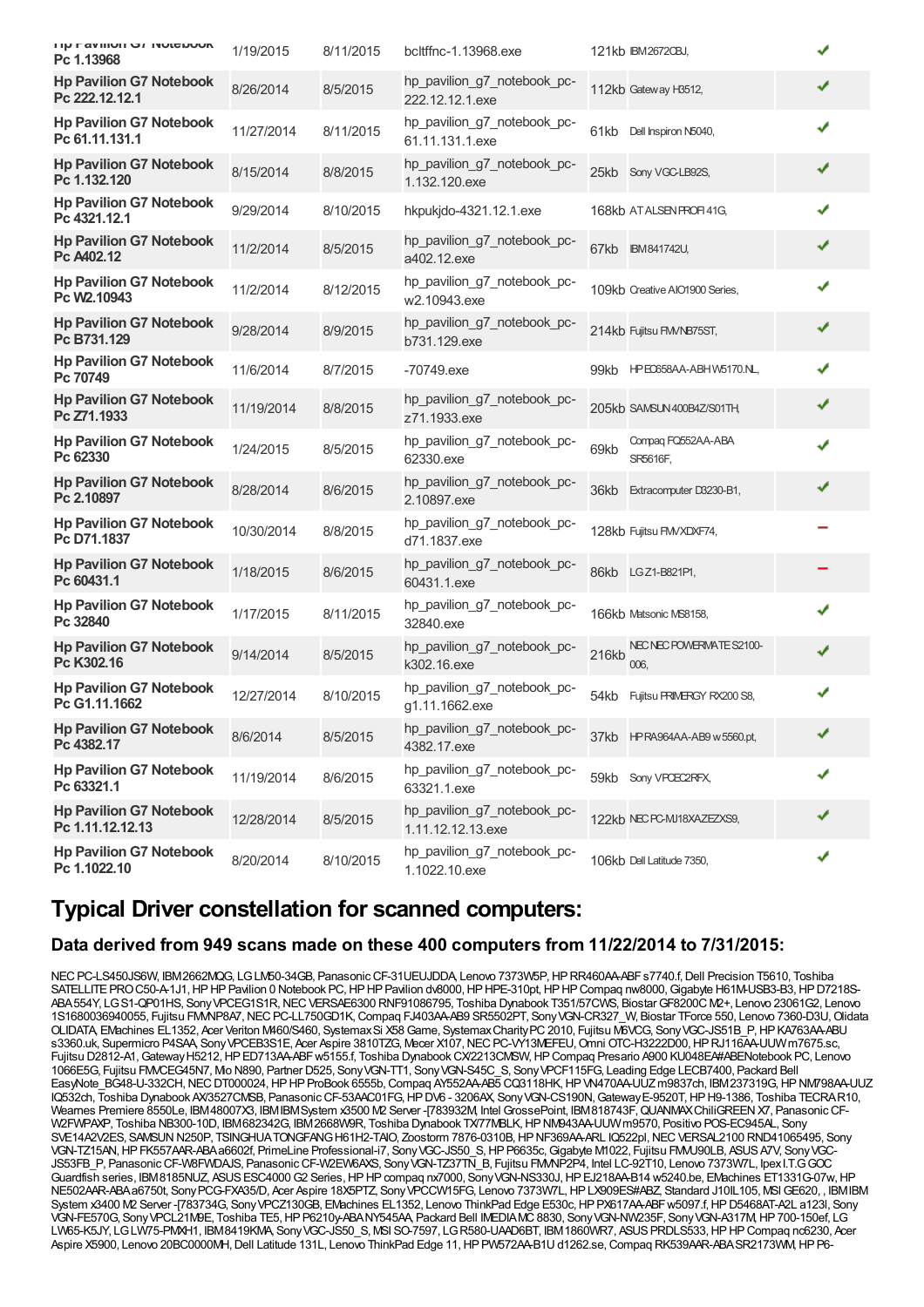| | | | | | |
|---|---|---|---|---|---|
| **Hp Pavilion G7 Notebook Pc 1.13968** | 1/19/2015 | 8/11/2015 | bcltffnc-1.13968.exe | 121kb IBM2672CBJ, | ✔ |
| **Hp Pavilion G7 Notebook Pc 222.12.12.1** | 8/26/2014 | 8/5/2015 | hp_pavilion_g7_notebook_pc-222.12.12.1.exe | 112kb Gateway H3512, | ✔ |
| **Hp Pavilion G7 Notebook Pc 61.11.131.1** | 11/27/2014 | 8/11/2015 | hp_pavilion_g7_notebook_pc-61.11.131.1.exe | 61kb Dell Inspiron N5040, | ✔ |
| **Hp Pavilion G7 Notebook Pc 1.132.120** | 8/15/2014 | 8/8/2015 | hp_pavilion_g7_notebook_pc-1.132.120.exe | 25kb Sony VGC-LB92S, | ✔ |
| **Hp Pavilion G7 Notebook Pc 4321.12.1** | 9/29/2014 | 8/10/2015 | hkpukjdo-4321.12.1.exe | 168kb AT ALSEN PROFI 41G, | ✔ |
| **Hp Pavilion G7 Notebook Pc A402.12** | 11/2/2014 | 8/5/2015 | hp_pavilion_g7_notebook_pc-a402.12.exe | 67kb IBM841742U, | ✔ |
| **Hp Pavilion G7 Notebook Pc W2.10943** | 11/2/2014 | 8/12/2015 | hp_pavilion_g7_notebook_pc-w2.10943.exe | 109kb Creative AIO1900 Series, | ✔ |
| **Hp Pavilion G7 Notebook Pc B731.129** | 9/28/2014 | 8/9/2015 | hp_pavilion_g7_notebook_pc-b731.129.exe | 214kb Fujitsu FMVNB75ST, | ✔ |
| **Hp Pavilion G7 Notebook Pc 70749** | 11/6/2014 | 8/7/2015 | -70749.exe | 99kb HP EC658AA-ABH W5170.NL, | ✔ |
| **Hp Pavilion G7 Notebook Pc Z71.1933** | 11/19/2014 | 8/8/2015 | hp_pavilion_g7_notebook_pc-z71.1933.exe | 205kb SAMSUN 400B4Z/S01TH, | ✔ |
| **Hp Pavilion G7 Notebook Pc 62330** | 1/24/2015 | 8/5/2015 | hp_pavilion_g7_notebook_pc-62330.exe | 69kb Compaq FQ552AA-ABA SR5616F, | ✔ |
| **Hp Pavilion G7 Notebook Pc 2.10897** | 8/28/2014 | 8/6/2015 | hp_pavilion_g7_notebook_pc-2.10897.exe | 36kb Extracomputer D3230-B1, | ✔ |
| **Hp Pavilion G7 Notebook Pc D71.1837** | 10/30/2014 | 8/8/2015 | hp_pavilion_g7_notebook_pc-d71.1837.exe | 128kb Fujitsu FMVXDXF74, | − |
| **Hp Pavilion G7 Notebook Pc 60431.1** | 1/18/2015 | 8/6/2015 | hp_pavilion_g7_notebook_pc-60431.1.exe | 86kb LG Z1-B821P1, | − |
| **Hp Pavilion G7 Notebook Pc 32840** | 1/17/2015 | 8/11/2015 | hp_pavilion_g7_notebook_pc-32840.exe | 166kb Matsonic MS8158, | ✔ |
| **Hp Pavilion G7 Notebook Pc K302.16** | 9/14/2014 | 8/5/2015 | hp_pavilion_g7_notebook_pc-k302.16.exe | 216kb NEC NEC POWERMATE S2100-006, | ✔ |
| **Hp Pavilion G7 Notebook Pc G1.11.1662** | 12/27/2014 | 8/10/2015 | hp_pavilion_g7_notebook_pc-g1.11.1662.exe | 54kb Fujitsu PRIMERGY RX200 S8, | ✔ |
| **Hp Pavilion G7 Notebook Pc 4382.17** | 8/6/2014 | 8/5/2015 | hp_pavilion_g7_notebook_pc-4382.17.exe | 37kb HP RA964AA-AB9 w5560.pt, | ✔ |
| **Hp Pavilion G7 Notebook Pc 63321.1** | 11/19/2014 | 8/6/2015 | hp_pavilion_g7_notebook_pc-63321.1.exe | 59kb Sony VPCEC2RFX, | ✔ |
| **Hp Pavilion G7 Notebook Pc 1.11.12.12.13** | 12/28/2014 | 8/5/2015 | hp_pavilion_g7_notebook_pc-1.11.12.12.13.exe | 122kb NEC PC-MJ18XAZEZXS9, | ✔ |
| **Hp Pavilion G7 Notebook Pc 1.1022.10** | 8/20/2014 | 8/10/2015 | hp_pavilion_g7_notebook_pc-1.1022.10.exe | 106kb Dell Latitude 7350, | ✔ |

## Typical Driver constellation for scanned computers:

### Data derived from 949 scans made on these 400 computers from 11/22/2014 to 7/31/2015:

NEC PC-LS450JS6W, IBM2662MQG, LG LM50-34GB, Panasonic CF-31UEUJDDA, Lenovo 7373W5P, HP RR460AA-ABF s7740.f, Dell Precision T5610, Toshiba SATELLITE PRO C50-A-1J1, HP HP Pavilion 0 Notebook PC, HP HP Pavilion dv8000, HP HPE-310pt, HP HP Compaq nw8000, Gigabyte H61M-USB3-B3, HP D7218S-ABA 554Y, LG S1-QP01HS, Sony VPCEG1S1R, NEC VERSAE6300 RNF91086795, Toshiba Dynabook T351/57CWS, Biostar GF8200C M2+, Lenovo 23061G2, Lenovo 1S1680036940055, Fujitsu FMVNP8A7, NEC PC-LL750GD1K, Compaq FJ403AA-AB9 SR5502PT, Sony VGN-CR327_W, Biostar TForce 550, Lenovo 7360-D3U, Olidata OLIDATA, EMachines EL1352, Acer Veriton M460/S460, Systemax Si X58 Game, Systemax Charity PC 2010, Fujitsu M6VCG, Sony VGC-JS51B_P, HP KA763AA-ABU s3360.uk, Supermicro P4SAA, Sony VPCEB3S1E, Acer Aspire 3810TZG, Mecer X107, NEC PC-VY13MEFEU, Omni OTC-H3222D00, HP RJ116AA-UUW m7675.sc, Fujitsu D2812-A1, Gateway H5212, HP ED713AA-ABF w5155.f, Toshiba Dynabook CX/2213CMSW, HP Compaq Presario A900 KU048EA#ABENotebook PC, Lenovo 1066E5G, Fujitsu FMVCEG45N7, Mio N890, Partner D525, Sony VGN-TT1, Sony VGN-S45C_S, Sony VPCF115FG, Leading Edge LECB7400, Packard Bell EasyNote_BG48-U-332CH, NEC DT000024, HP HP ProBook 6555b, Compaq KQ552AA-AB5 CQ3118HK, HP VN470AA-UUZ m9837ch, IBM237319G, HP NM798AA-UUZ IQ532ch, Toshiba Dynabook AX/3527CMSB, Panasonic CF-53AAC01FG, HP DV6 - 3206AX, Sony VGN-CS190N, Gateway E-9520T, HP H9-1386, Toshiba TECRA R10, Wearnes Premiere 8550Le, IBM48007X3, IBMIBM System x3500 M2 Server -[783932M, Intel GrossePoint, IBM818743F, QUANMAX ChiliGREEN X7, Panasonic CF-W2FWPAXP, Toshiba NB300-10D, IBM682342G, IBM2668W9R, Toshiba Dynabook TX/77MBLK, HP NM943AA-UUW m9570, Positivo POS-EC945AL, Sony SVE14A2V2ES, SAMSUN N250P, TSINGHUA TONGFANG H61H2-TAIO, Zoostorm 7876-0310B, HP NF369AA-ARL IQ522pl, NEC VERSAL2100 RND41065495, Sony VGN-TZ15AN, HP FK557AAR-ABA a6602f, PrimeLine Professional-i7, Sony VGC-JS50_S, HP P6635c, Gigabyte M1022, Fujitsu FMVU90LB, ASUS A7V, Sony VGC-JS53FB_P, Panasonic CF-W8FWDAJS, Panasonic CF-W2EW6AXS, Sony VGN-TZ37TN_B, Fujitsu FMVNP2P4, Intel LC-92T10, Lenovo 7373W7L, Ipex I.T.G GOC Guardfish series, IBM8185NUZ, ASUS ESC4000 G2 Series, HP HP compaq nx7000, Sony VGN-NS330J, HP EJ218AA-B14 w5240.be, EMachines ET1331G-07w, HP NE502AAR-ABA a6750t, Sony PCG-FXA35/D, Acer Aspire 18X5PTZ, Sony VPCCW15FG, Lenovo 7373W7L, HP LX909ES#ABZ, Standard J10IL105, MSI GE620, , IBM IBM System x3400 M2 Server -[783734G, Sony VPCZ130GB, EMachines EL1352, Lenovo ThinkPad Edge E530c, HP PX617AA-ABF w5097.f, HP D5468AT-A2L a123l, Sony VGN-FE570G, Sony VPCL21M9E, Toshiba TE5, HP P6210y-ABA NY545AA, Packard Bell IMEDIA MC 8830, Sony VGN-NW235F, Sony VGN-A317M, HP 700-150ef, LG LW65-K5JY, LG LW75-PMXH1, IBM8419KMA, Sony VGC-JS50_S, MSI SO-7597, LG R580-UAAD6BT, IBM1860WR7, ASUS PRDLS533, HP HP Compaq nc6230, Acer Aspire X5900, Lenovo 20BC0000MH, Dell Latitude 131L, Lenovo ThinkPad Edge 11, HP PW572AA-B1U d1262.se, Compaq RK539AAR-ABA SR2173WM, HP P6-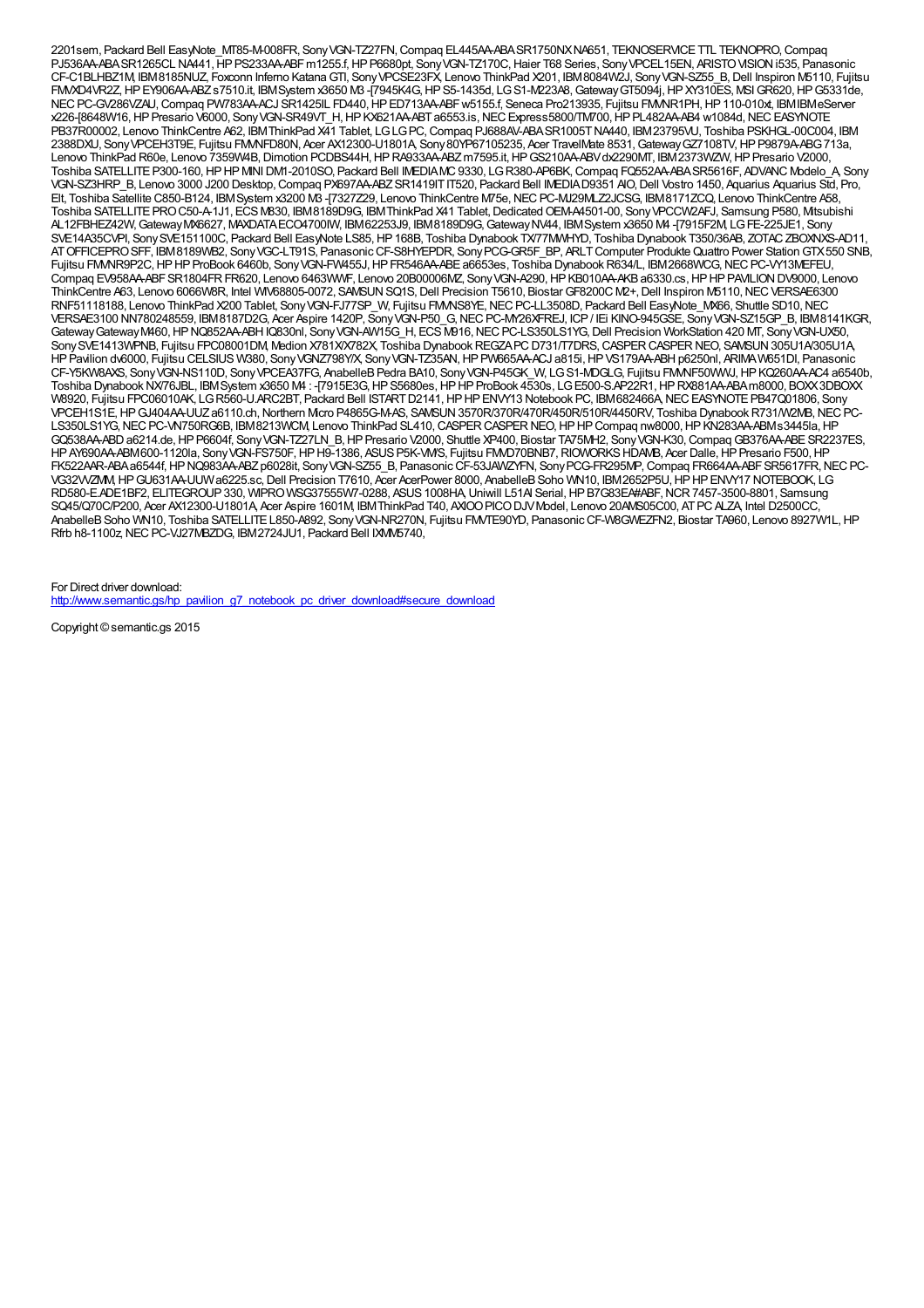2201sem, Packard Bell EasyNote_MT85-M-008FR, Sony VGN-TZ27FN, Compaq EL445AA-ABA SR1750NX NA651, TEKNOSERVICE TTL TEKNOPRO, Compaq PJ536AA-ABA SR1265CL NA441, HP PS233AA-ABF m1255.f, HP P6680pt, Sony VGN-TZ170C, Haier T68 Series, Sony VPCEL15EN, ARISTO VISION i535, Panasonic CF-C1BLHBZ1M, IBM 8185NUZ, Foxconn Inferno Katana GTI, Sony VPCSE23FX, Lenovo ThinkPad X201, IBM 8084W2J, Sony VGN-SZ55_B, Dell Inspiron M5110, Fujitsu FMVXD4VR2Z, HP EY906AA-ABZ s7510.it, IBM System x3650 M3 -[7945K4G, HP S5-1435d, LG S1-M223A8, Gateway GT5094j, HP XY310ES, MSI GR620, HP G5331de, NEC PC-GV286VZAU, Compaq PW783AA-ACJ SR1425IL FD440, HP ED713AA-ABF w5155.f, Seneca Pro213935, Fujitsu FMVNR1PH, HP 110-010xt, IBM IBM eServer x226-[8648W16, HP Presario V6000, Sony VGN-SR49VT_H, HP KX621AA-ABT a6553.is, NEC Express5800/TM700, HP PL482AA-AB4 w1084d, NEC EASYNOTE PB37R00002, Lenovo ThinkCentre A62, IBM ThinkPad X41 Tablet, LG LG PC, Compaq PJ688AV-ABA SR1005T NA440, IBM 23795VU, Toshiba PSKHGL-00C004, IBM 2388DXU, Sony VPCEH3T9E, Fujitsu FMVNFD80N, Acer AX12300-U1801A, Sony 80YP67105235, Acer TravelMate 8531, Gateway GZ7108TV, HP P9879A-ABG 713a, Lenovo ThinkPad R60e, Lenovo 7359W4B, Dimotion PCDBS44H, HP RA933AA-ABZ m7595.it, HP GS210AA-ABV dx2290MT, IBM 2373WZW, HP Presario V2000, Toshiba SATELLITE P300-160, HP HP MINI DM1-2010SO, Packard Bell IMEDIA MC 9330, LG R380-AP6BK, Compaq FQ552AA-ABA SR5616F, ADVANC Modelo_A, Sony VGN-SZ3HRP_B, Lenovo 3000 J200 Desktop, Compaq PX697AA-ABZ SR1419IT IT520, Packard Bell IMEDIA D9351 AIO, Dell Vostro 1450, Aquarius Aquarius Std, Pro, Elt, Toshiba Satellite C850-B124, IBM System x3200 M3 -[7327Z29, Lenovo ThinkCentre M75e, NEC PC-MJ29MLZ2JCSG, IBM 8171ZCQ, Lenovo ThinkCentre A58, Toshiba SATELLITE PRO C50-A-1J1, ECS M830, IBM 8189D9G, IBM ThinkPad X41 Tablet, Dedicated OEM-A4501-00, Sony VPCCW2AFJ, Samsung P580, Mitsubishi AL12FBHEZ42W, Gateway MX6627, MAXDATA ECO4700IW, IBM 62253J9, IBM 8189D9G, Gateway NV44, IBM System x3650 M4 -[7915F2M, LG FE-225JE1, Sony SVE14A35CVPI, Sony SVE151100C, Packard Bell EasyNote LS85, HP 168B, Toshiba Dynabook TX/77MWHYD, Toshiba Dynabook T350/36AB, ZOTAC ZBOXNXS-AD11, AT OFFICEPRO SFF, IBM 8189WB2, Sony VGC-LT91S, Panasonic CF-S8HYEPDR, Sony PCG-GR5F_BP, ARLT Computer Produkte Quattro Power Station GTX 550 SNB, Fujitsu FMVNR9P2C, HP HP ProBook 6460b, Sony VGN-FW455J, HP FR546AA-ABE a6653es, Toshiba Dynabook R634/L, IBM 2668WCG, NEC PC-VY13MEFEU, Compaq EV958AA-ABF SR1804FR FR620, Lenovo 6463WWF, Lenovo 20B00006MZ, Sony VGN-A290, HP KB010AA-AKB a6330.cs, HP HP PAVILION DV9000, Lenovo ThinkCentre A63, Lenovo 6066W8R, Intel WIV68805-0072, SAMSUN SQ1S, Dell Precision T5610, Biostar GF8200C M2+, Dell Inspiron M5110, NEC VERSAE6300 RNF51118188, Lenovo ThinkPad X200 Tablet, Sony VGN-FJ77SP_W, Fujitsu FMVNS8YE, NEC PC-LL3508D, Packard Bell EasyNote_MX66, Shuttle SD10, NEC VERSAE3100 NN780248559, IBM 8187D2G, Acer Aspire 1420P, Sony VGN-P50_G, NEC PC-MY26XFREJ, ICP / IEi KINO-945GSE, Sony VGN-SZ15GP_B, IBM 8141KGR, Gateway Gateway M460, HP NQ852AA-ABH IQ830nl, Sony VGN-AW15G_H, ECS M916, NEC PC-LS350LS1YG, Dell Precision WorkStation 420 MT, Sony VGN-UX50, Sony SVE1413WPNB, Fujitsu FPC08001DM, Medion X781X/X782X, Toshiba Dynabook REGZA PC D731/T7DRS, CASPER CASPER NEO, SAMSUN 305U1A/305U1A, HP Pavilion dv6000, Fujitsu CELSIUS W380, Sony VGNZ798Y/X, Sony VGN-TZ35AN, HP PW665AA-ACJ a815i, HP VS179AA-ABH p6250nl, ARIMA W651DI, Panasonic CF-Y5KW8AXS, Sony VGN-NS110D, Sony VPCEA37FG, AnabelleB Pedra BA10, Sony VGN-P45GK_W, LG S1-MDGLG, Fujitsu FMVNF50WWJ, HP KQ260AA-AC4 a6540b, Toshiba Dynabook NX/76JBL, IBM System x3650 M4 : -[7915E3G, HP S5680es, HP HP ProBook 4530s, LG E500-S.AP22R1, HP RX881AA-ABA m8000, BOXX 3DBOXX W8920, Fujitsu FPC06010AK, LG R560-U.ARC2BT, Packard Bell ISTART D2141, HP HP ENVY13 Notebook PC, IBM 682466A, NEC EASYNOTE PB47Q01806, Sony VPCEH1S1E, HP GJ404AA-UUZ a6110.ch, Northern Micro P4865G-M-AS, SAMSUN 3570R/370R/470R/450R/510R/4450RV, Toshiba Dynabook R731/W2MB, NEC PC-LS350LS1YG, NEC PC-VN750RG6B, IBM 8213WCM, Lenovo ThinkPad SL410, CASPER CASPER NEO, HP HP Compaq nw8000, HP KN283AA-ABM s3445la, HP GQ538AA-ABD a6214.de, HP P6604f, Sony VGN-TZ27LN_B, HP Presario V2000, Shuttle XP400, Biostar TA75MH2, Sony VGN-K30, Compaq GB376AA-ABE SR2237ES, HP AY690AA-ABM 600-1120la, Sony VGN-FS750F, HP H9-1386, ASUS P5K-VM/S, Fujitsu FMVD70BNB7, RIOWORKS HDAMB, Acer Dalle, HP Presario F500, HP FK522AAR-ABA a6544f, HP NQ983AA-ABZ p6028it, Sony VGN-SZ55_B, Panasonic CF-53JAWZYFN, Sony PCG-FR295MP, Compaq FR664AA-ABF SR5617FR, NEC PC-VG32VVZMM, HP GU631AA-UUW a6225.sc, Dell Precision T7610, Acer AcerPower 8000, AnabelleB Soho WN10, IBM 2652P5U, HP HP ENVY17 NOTEBOOK, LG RD580-E.ADE1BF2, ELITEGROUP 330, WIPRO WSG37555W7-0288, ASUS 1008HA, Uniwill L51AI Serial, HP B7G83EA#ABF, NCR 7457-3500-8801, Samsung SQ45/Q70C/P200, Acer AX12300-U1801A, Acer Aspire 1601M, IBM ThinkPad T40, AXIOO PICO DJV Model, Lenovo 20AMS05C00, AT PC ALZA, Intel D2500CC, AnabelleB Soho WN10, Toshiba SATELLITE L850-A892, Sony VGN-NR270N, Fujitsu FMVTE90YD, Panasonic CF-W8GWEZFN2, Biostar TA960, Lenovo 8927W1L, HP Rfrb h8-1100z, NEC PC-VJ27MBZDG, IBM 2724JU1, Packard Bell IXMM5740,

For Direct driver download:
[http://www.semantic.gs/hp_pavilion_g7_notebook_pc_driver_download#secure_download](http://www.semantic.gs/hp_pavilion_g7_notebook_pc_driver_download#secure_download)

Copyright © semantic.gs 2015